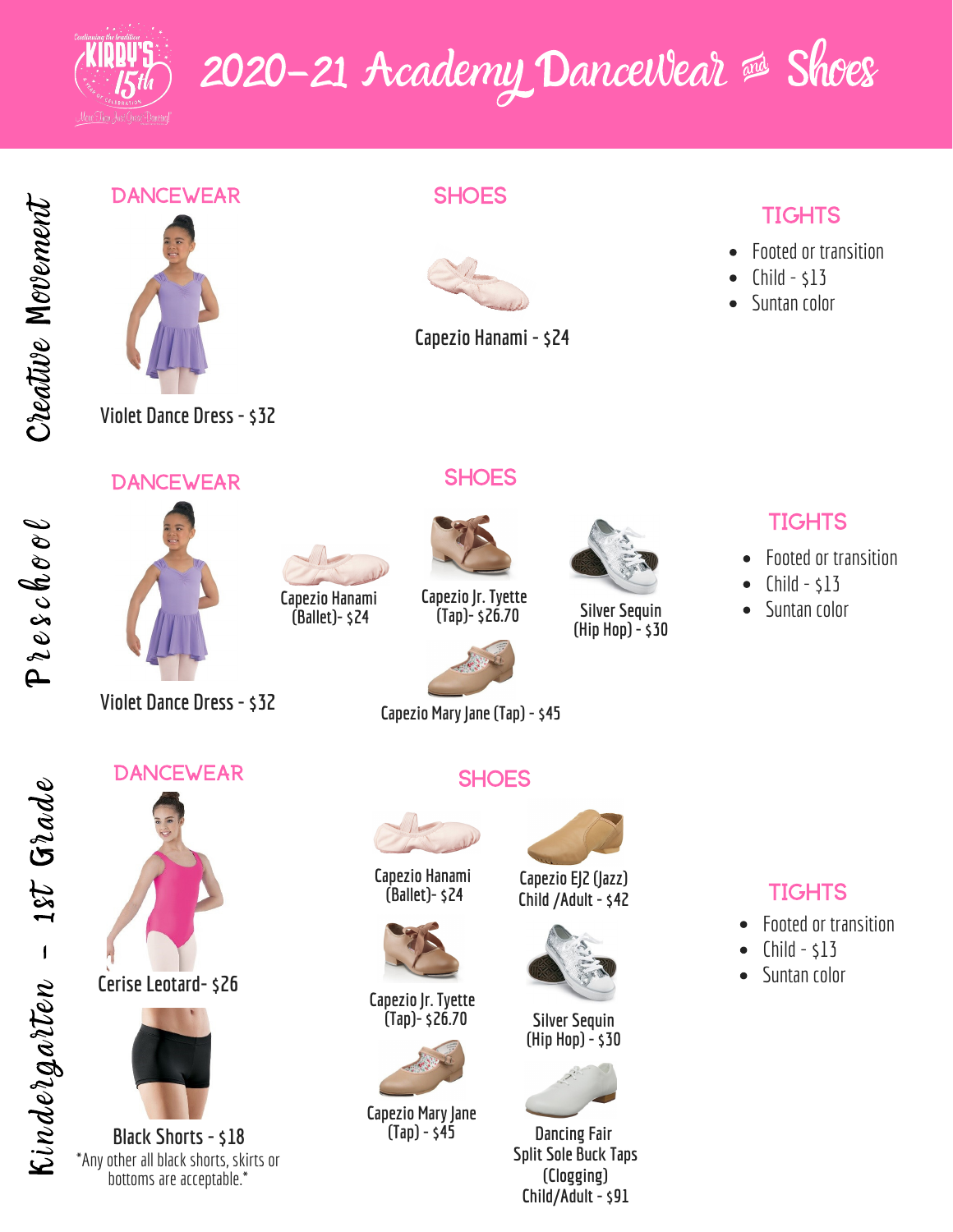# 2020-21 Academy DanceWear and Shoes

## Creative Movement

### DANCEWEAR

Violet Dance Dress - $32

### SHOES

Capezio Hanami - $24

### TIGHTS

- Footed or transition
- Child - $13
- Suntan color

## Preschool

### DANCEWEAR

Violet Dance Dress - $32

### SHOES

Capezio Hanami (Ballet)- $24

Capezio Jr. Tyette (Tap)- $26.70

Silver Sequin (Hip Hop) - $30

Capezio Mary Jane (Tap) - $45

### TIGHTS

- Footed or transition
- Child - $13
- Suntan color

## Kindergarten - 1st Grade

### DANCEWEAR

Cerise Leotard- $26

Black Shorts - $18

*Any other all black shorts, skirts or bottoms are acceptable.*

### SHOES

Capezio Hanami (Ballet)- $24

Capezio EJ2 (Jazz) Child /Adult - $42

Capezio Jr. Tyette (Tap)- $26.70

Silver Sequin (Hip Hop) - $30

Capezio Mary Jane (Tap) - $45

Dancing Fair Split Sole Buck Taps (Clogging) Child/Adult - $91

### TIGHTS

- Footed or transition
- Child - $13
- Suntan color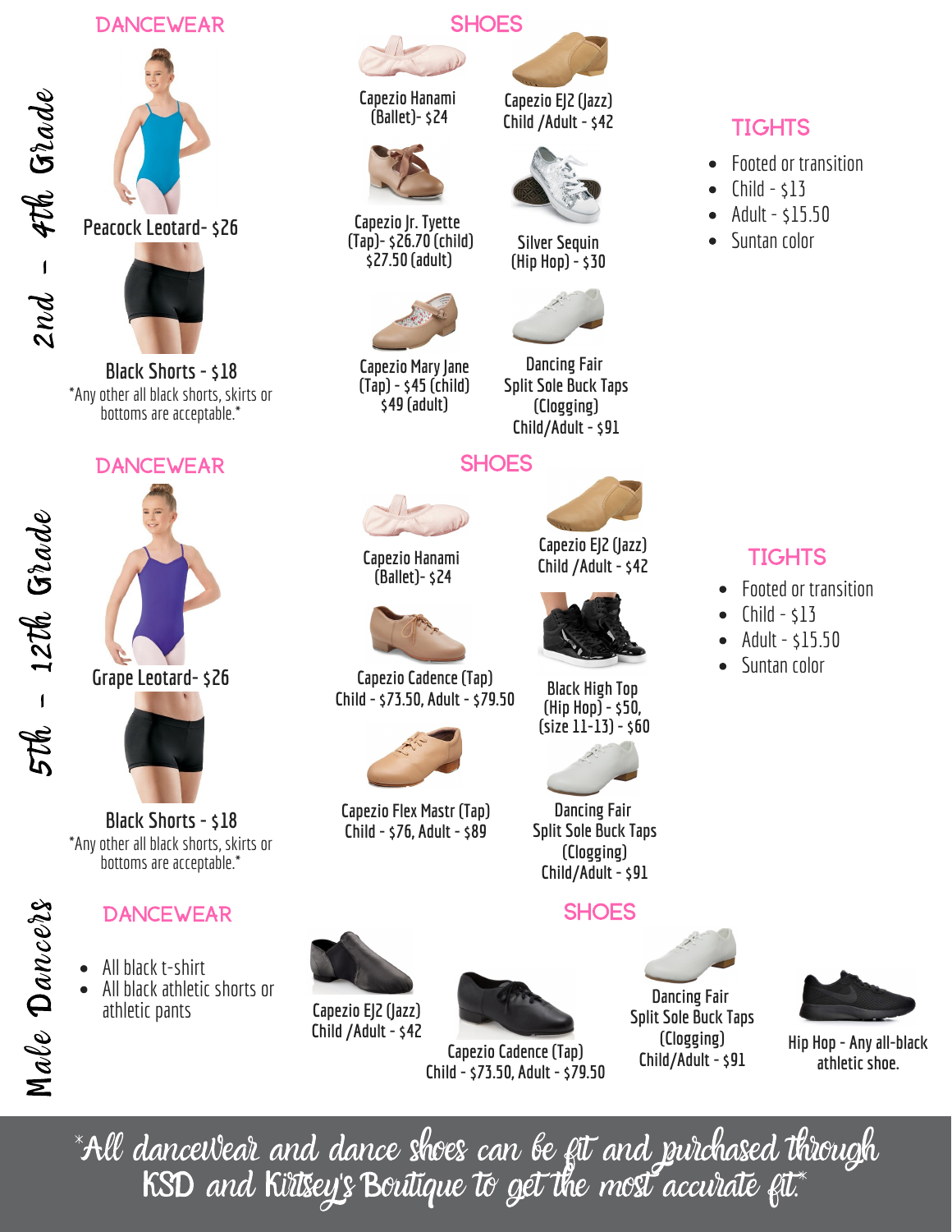## 2nd - 4th Grade

### DANCEWEAR

Peacock Leotard- $26

Black Shorts - $18

*Any other all black shorts, skirts or bottoms are acceptable.*

### SHOES

Capezio Hanami (Ballet)- $24

Capezio EJ2 (Jazz) Child /Adult - $42

Capezio Jr. Tyette (Tap)- $26.70 (child) $27.50 (adult)

Silver Sequin (Hip Hop) - $30

Capezio Mary Jane (Tap) - $45 (child) $49 (adult)

Dancing Fair Split Sole Buck Taps (Clogging) Child/Adult - $91

### TIGHTS

- Footed or transition
- Child - $13
- Adult - $15.50
- Suntan color

## 5th - 12th Grade

### DANCEWEAR

Grape Leotard- $26

Black Shorts - $18

*Any other all black shorts, skirts or bottoms are acceptable.*

### SHOES

Capezio Hanami (Ballet)- $24

Capezio EJ2 (Jazz) Child /Adult - $42

Capezio Cadence (Tap) Child - $73.50, Adult - $79.50

Black High Top (Hip Hop) - $50, (size 11-13) - $60

Capezio Flex Mastr (Tap) Child - $76, Adult - $89

Dancing Fair Split Sole Buck Taps (Clogging) Child/Adult - $91

### TIGHTS

- Footed or transition
- Child - $13
- Adult - $15.50
- Suntan color

## Male Dancers

### DANCEWEAR

- All black t-shirt
- All black athletic shorts or athletic pants

### SHOES

Capezio EJ2 (Jazz) Child /Adult - $42

Capezio Cadence (Tap) Child - $73.50, Adult - $79.50

Dancing Fair Split Sole Buck Taps (Clogging) Child/Adult - $91

Hip Hop - Any all-black athletic shoe.

*All dancewear and dance shoes can be fit and purchased through KSD and Kirtsey's Boutique to get the most accurate fit.*